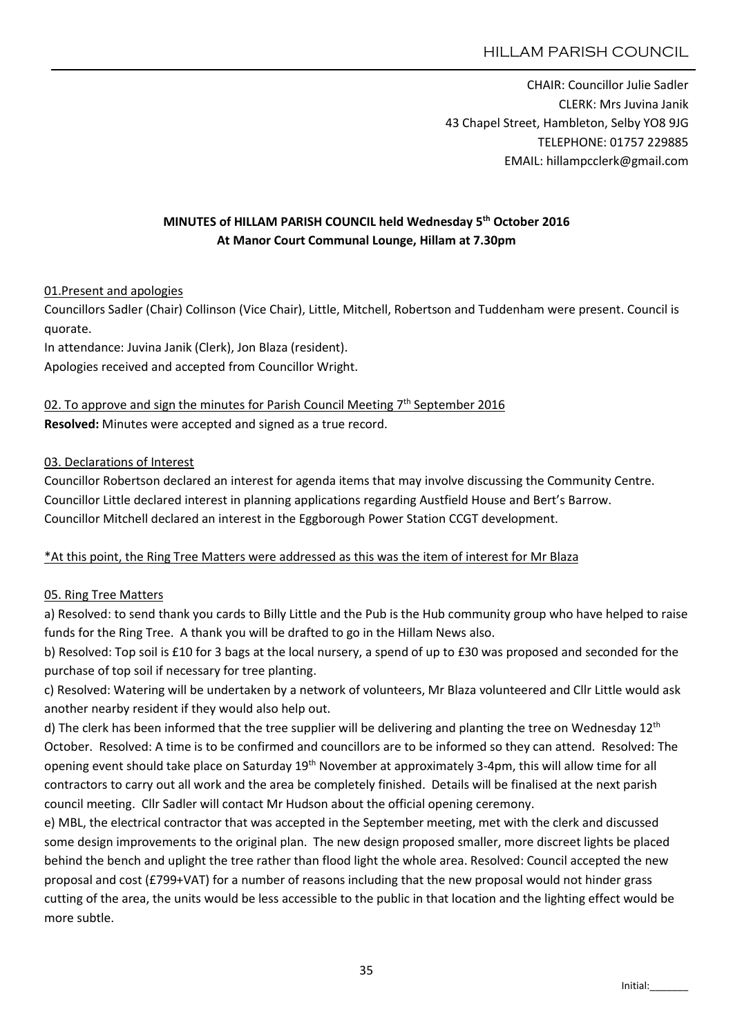HILLAM PARISH COUNCIL

CHAIR: Councillor Julie Sadler
CLERK: Mrs Juvina Janik
43 Chapel Street, Hambleton, Selby YO8 9JG
TELEPHONE: 01757 229885
EMAIL: hillampcclerk@gmail.com

**MINUTES of HILLAM PARISH COUNCIL held Wednesday 5th October 2016**
**At Manor Court Communal Lounge, Hillam at 7.30pm**

01.Present and apologies

Councillors Sadler (Chair) Collinson (Vice Chair), Little, Mitchell, Robertson and Tuddenham were present. Council is quorate.

In attendance: Juvina Janik (Clerk), Jon Blaza (resident).

Apologies received and accepted from Councillor Wright.

02. To approve and sign the minutes for Parish Council Meeting 7th September 2016

**Resolved:** Minutes were accepted and signed as a true record.

03. Declarations of Interest

Councillor Robertson declared an interest for agenda items that may involve discussing the Community Centre.
Councillor Little declared interest in planning applications regarding Austfield House and Bert's Barrow.
Councillor Mitchell declared an interest in the Eggborough Power Station CCGT development.

*At this point, the Ring Tree Matters were addressed as this was the item of interest for Mr Blaza

05. Ring Tree Matters

a) Resolved: to send thank you cards to Billy Little and the Pub is the Hub community group who have helped to raise funds for the Ring Tree. A thank you will be drafted to go in the Hillam News also.

b) Resolved: Top soil is £10 for 3 bags at the local nursery, a spend of up to £30 was proposed and seconded for the purchase of top soil if necessary for tree planting.

c) Resolved: Watering will be undertaken by a network of volunteers, Mr Blaza volunteered and Cllr Little would ask another nearby resident if they would also help out.

d) The clerk has been informed that the tree supplier will be delivering and planting the tree on Wednesday 12th October. Resolved: A time is to be confirmed and councillors are to be informed so they can attend. Resolved: The opening event should take place on Saturday 19th November at approximately 3-4pm, this will allow time for all contractors to carry out all work and the area be completely finished. Details will be finalised at the next parish council meeting. Cllr Sadler will contact Mr Hudson about the official opening ceremony.

e) MBL, the electrical contractor that was accepted in the September meeting, met with the clerk and discussed some design improvements to the original plan. The new design proposed smaller, more discreet lights be placed behind the bench and uplight the tree rather than flood light the whole area. Resolved: Council accepted the new proposal and cost (£799+VAT) for a number of reasons including that the new proposal would not hinder grass cutting of the area, the units would be less accessible to the public in that location and the lighting effect would be more subtle.

Initial:_______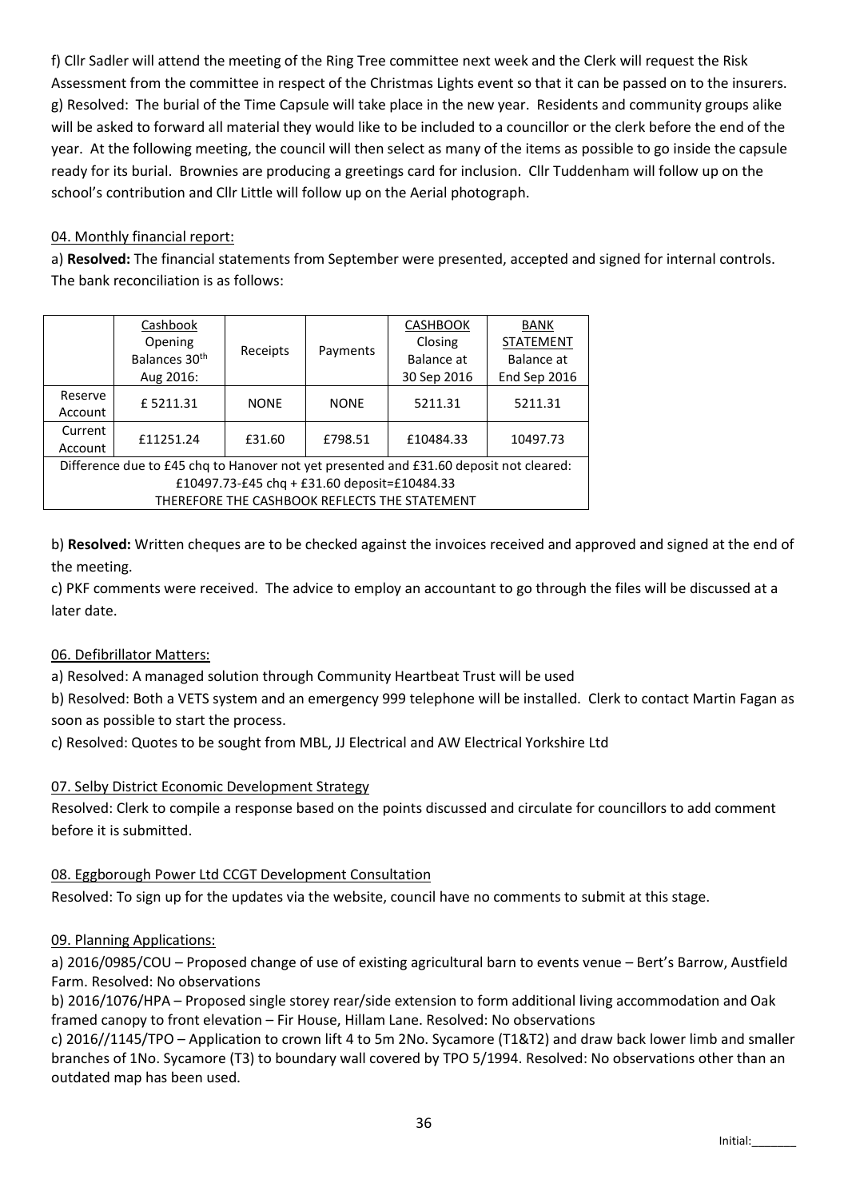f) Cllr Sadler will attend the meeting of the Ring Tree committee next week and the Clerk will request the Risk Assessment from the committee in respect of the Christmas Lights event so that it can be passed on to the insurers.
g) Resolved: The burial of the Time Capsule will take place in the new year. Residents and community groups alike will be asked to forward all material they would like to be included to a councillor or the clerk before the end of the year. At the following meeting, the council will then select as many of the items as possible to go inside the capsule ready for its burial. Brownies are producing a greetings card for inclusion. Cllr Tuddenham will follow up on the school's contribution and Cllr Little will follow up on the Aerial photograph.

04. Monthly financial report:

a) **Resolved:** The financial statements from September were presented, accepted and signed for internal controls. The bank reconciliation is as follows:

| | Cashbook Opening Balances 30th Aug 2016: | Receipts | Payments | CASHBOOK Closing Balance at 30 Sep 2016 | BANK STATEMENT Balance at End Sep 2016 |
|---|---|---|---|---|---|
| Reserve Account | £ 5211.31 | NONE | NONE | 5211.31 | 5211.31 |
| Current Account | £11251.24 | £31.60 | £798.51 | £10484.33 | 10497.73 |
| Difference due to £45 chq to Hanover not yet presented and £31.60 deposit not cleared: £10497.73-£45 chq + £31.60 deposit=£10484.33 THEREFORE THE CASHBOOK REFLECTS THE STATEMENT | | | | | |

b) **Resolved:** Written cheques are to be checked against the invoices received and approved and signed at the end of the meeting.
c) PKF comments were received. The advice to employ an accountant to go through the files will be discussed at a later date.

06. Defibrillator Matters:

a) Resolved: A managed solution through Community Heartbeat Trust will be used
b) Resolved: Both a VETS system and an emergency 999 telephone will be installed. Clerk to contact Martin Fagan as soon as possible to start the process.
c) Resolved: Quotes to be sought from MBL, JJ Electrical and AW Electrical Yorkshire Ltd

07. Selby District Economic Development Strategy

Resolved: Clerk to compile a response based on the points discussed and circulate for councillors to add comment before it is submitted.

08. Eggborough Power Ltd CCGT Development Consultation

Resolved: To sign up for the updates via the website, council have no comments to submit at this stage.

09. Planning Applications:

a) 2016/0985/COU – Proposed change of use of existing agricultural barn to events venue – Bert's Barrow, Austfield Farm. Resolved: No observations
b) 2016/1076/HPA – Proposed single storey rear/side extension to form additional living accommodation and Oak framed canopy to front elevation – Fir House, Hillam Lane. Resolved: No observations
c) 2016//1145/TPO – Application to crown lift 4 to 5m 2No. Sycamore (T1&T2) and draw back lower limb and smaller branches of 1No. Sycamore (T3) to boundary wall covered by TPO 5/1994. Resolved: No observations other than an outdated map has been used.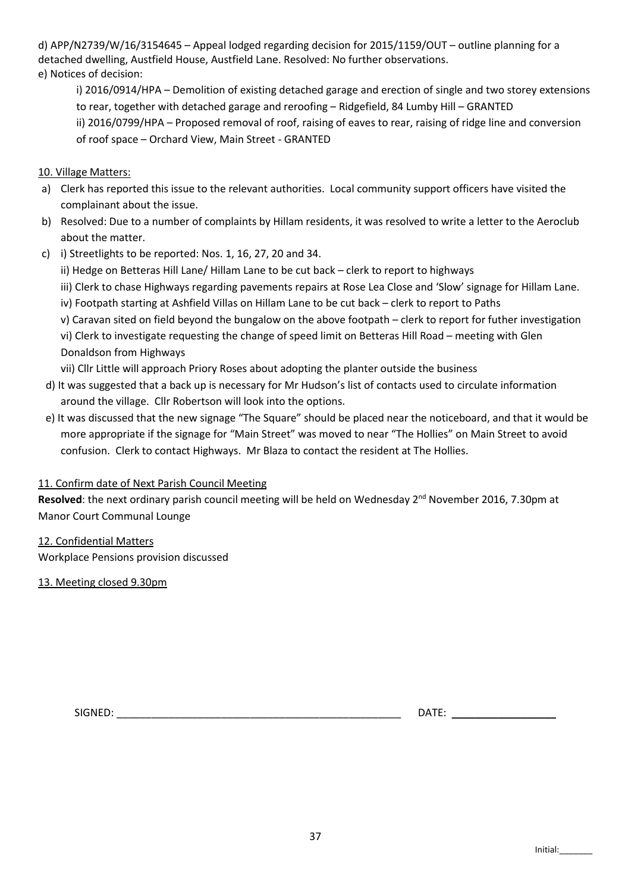d) APP/N2739/W/16/3154645 – Appeal lodged regarding decision for 2015/1159/OUT – outline planning for a detached dwelling, Austfield House, Austfield Lane. Resolved: No further observations.

e) Notices of decision:

i) 2016/0914/HPA – Demolition of existing detached garage and erection of single and two storey extensions to rear, together with detached garage and reroofing – Ridgefield, 84 Lumby Hill – GRANTED

ii) 2016/0799/HPA – Proposed removal of roof, raising of eaves to rear, raising of ridge line and conversion of roof space – Orchard View, Main Street - GRANTED

10. Village Matters:

a) Clerk has reported this issue to the relevant authorities. Local community support officers have visited the complainant about the issue.

b) Resolved: Due to a number of complaints by Hillam residents, it was resolved to write a letter to the Aeroclub about the matter.

c) i) Streetlights to be reported: Nos. 1, 16, 27, 20 and 34.

ii) Hedge on Betteras Hill Lane/ Hillam Lane to be cut back – clerk to report to highways

iii) Clerk to chase Highways regarding pavements repairs at Rose Lea Close and 'Slow' signage for Hillam Lane.

iv) Footpath starting at Ashfield Villas on Hillam Lane to be cut back – clerk to report to Paths

v) Caravan sited on field beyond the bungalow on the above footpath – clerk to report for futher investigation

vi) Clerk to investigate requesting the change of speed limit on Betteras Hill Road – meeting with Glen Donaldson from Highways

vii) Cllr Little will approach Priory Roses about adopting the planter outside the business

d) It was suggested that a back up is necessary for Mr Hudson's list of contacts used to circulate information around the village. Cllr Robertson will look into the options.

e) It was discussed that the new signage "The Square" should be placed near the noticeboard, and that it would be more appropriate if the signage for "Main Street" was moved to near "The Hollies" on Main Street to avoid confusion. Clerk to contact Highways. Mr Blaza to contact the resident at The Hollies.

11. Confirm date of Next Parish Council Meeting

**Resolved**: the next ordinary parish council meeting will be held on Wednesday 2nd November 2016, 7.30pm at Manor Court Communal Lounge

12. Confidential Matters

Workplace Pensions provision discussed

13. Meeting closed 9.30pm

SIGNED: ______________________________ DATE: ____________

Initial:_______